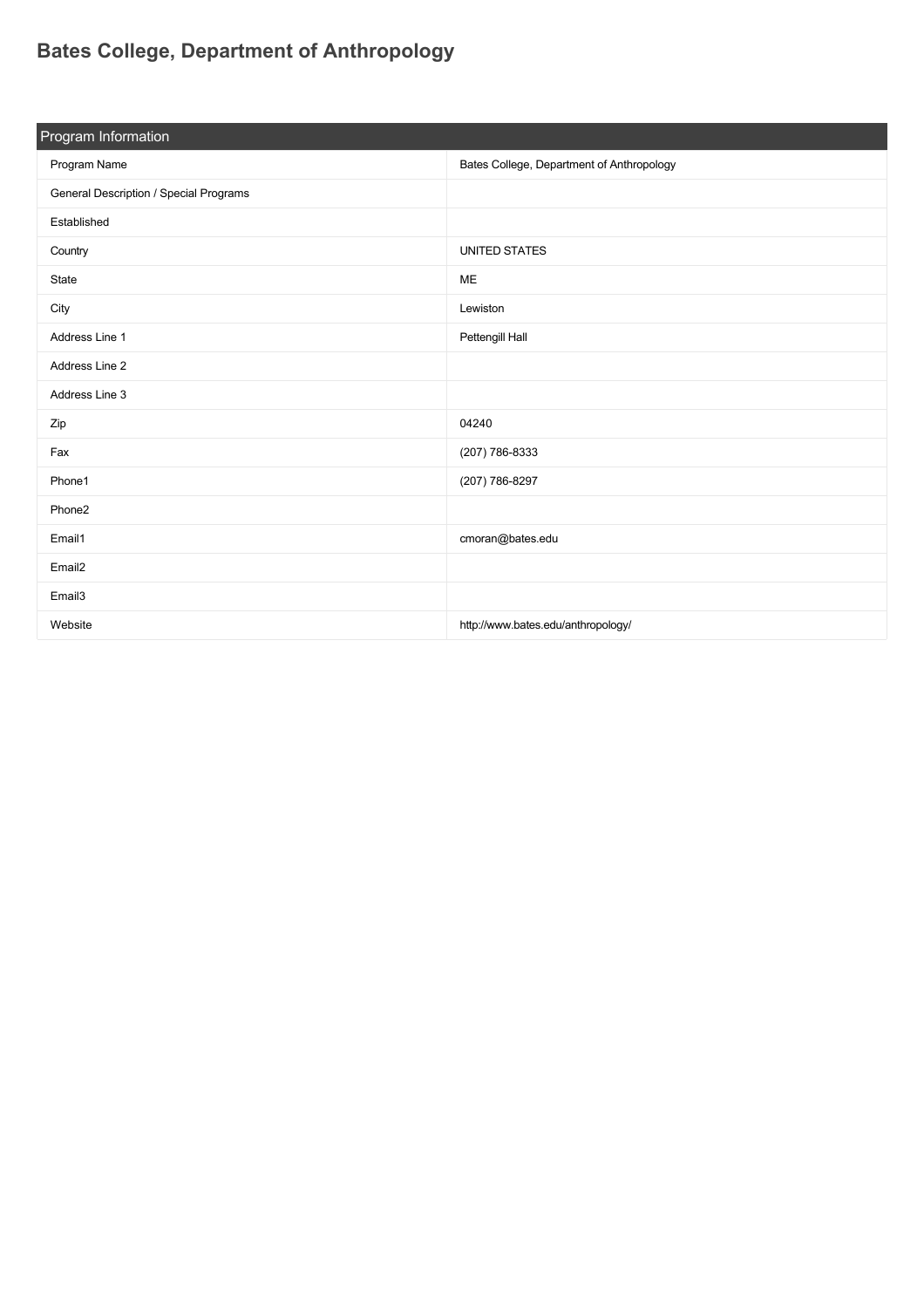# Bates College, Department of Anthropology

| Program Information | |
|---|---|
| Program Name | Bates College, Department of Anthropology |
| General Description / Special Programs | |
| Established | |
| Country | UNITED STATES |
| State | ME |
| City | Lewiston |
| Address Line 1 | Pettengill Hall |
| Address Line 2 | |
| Address Line 3 | |
| Zip | 04240 |
| Fax | (207) 786-8333 |
| Phone1 | (207) 786-8297 |
| Phone2 | |
| Email1 | cmoran@bates.edu |
| Email2 | |
| Email3 | |
| Website | http://www.bates.edu/anthropology/ |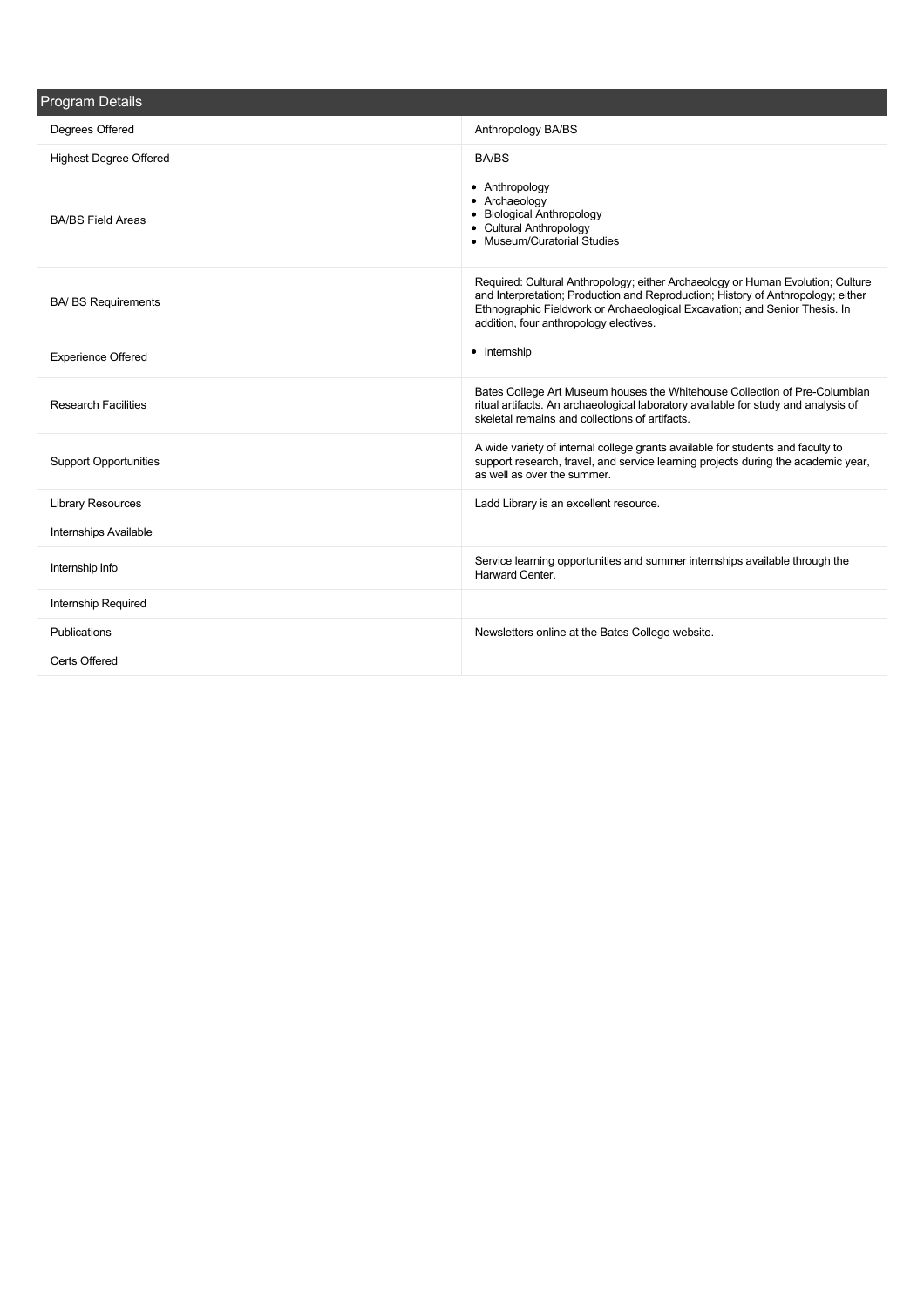## Program Details

| Program Details | |
|---|---|
| Degrees Offered | Anthropology BA/BS |
| Highest Degree Offered | BA/BS |
| BA/BS Field Areas | • Anthropology<br>• Archaeology<br>• Biological Anthropology<br>• Cultural Anthropology<br>• Museum/Curatorial Studies |
| BA/ BS Requirements | Required: Cultural Anthropology; either Archaeology or Human Evolution; Culture and Interpretation; Production and Reproduction; History of Anthropology; either Ethnographic Fieldwork or Archaeological Excavation; and Senior Thesis. In addition, four anthropology electives. |
| Experience Offered | • Internship |
| Research Facilities | Bates College Art Museum houses the Whitehouse Collection of Pre-Columbian ritual artifacts. An archaeological laboratory available for study and analysis of skeletal remains and collections of artifacts. |
| Support Opportunities | A wide variety of internal college grants available for students and faculty to support research, travel, and service learning projects during the academic year, as well as over the summer. |
| Library Resources | Ladd Library is an excellent resource. |
| Internships Available | |
| Internship Info | Service learning opportunities and summer internships available through the Harward Center. |
| Internship Required | |
| Publications | Newsletters online at the Bates College website. |
| Certs Offered | |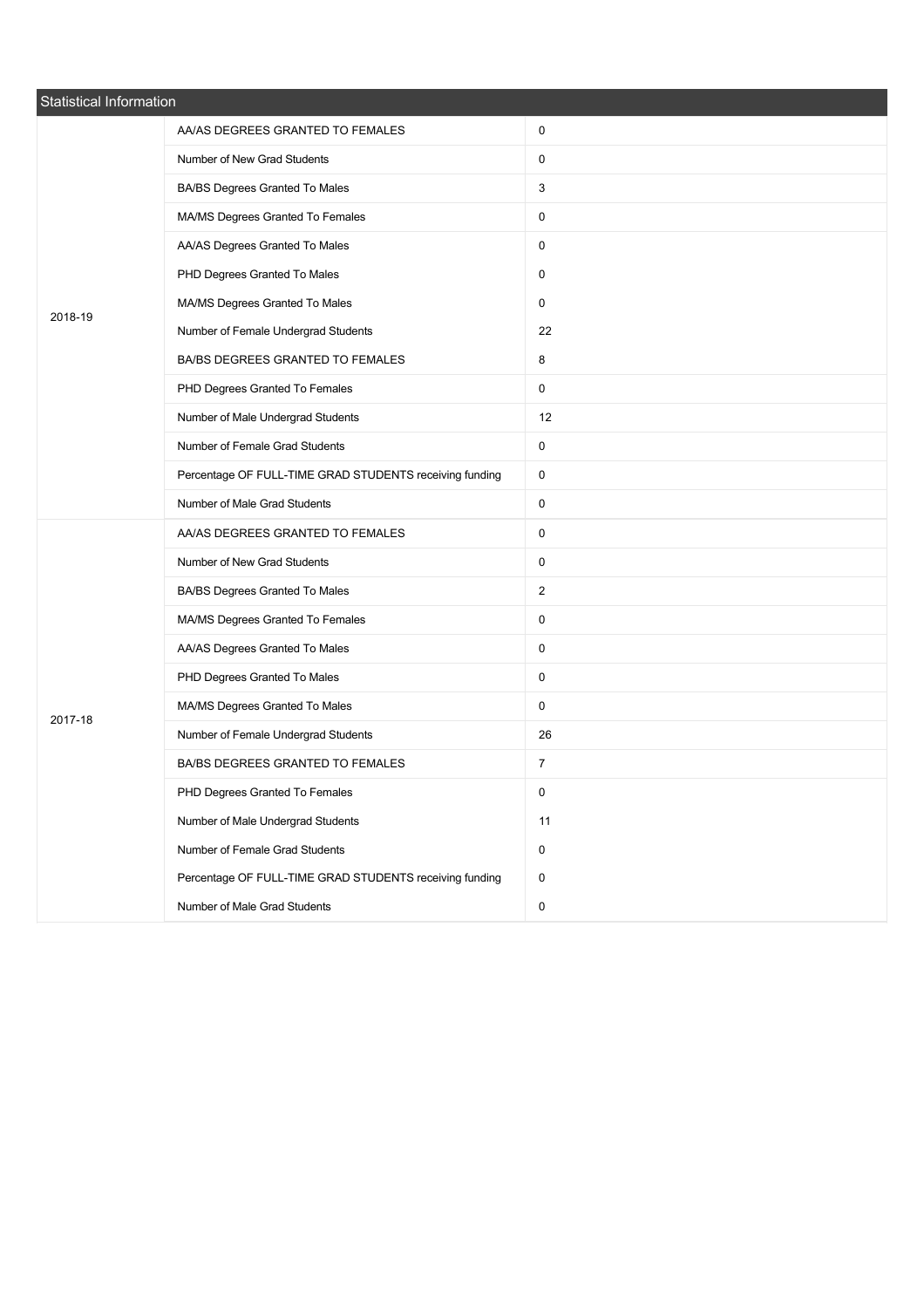## Statistical Information

| Year | Item | Value |
| --- | --- | --- |
| 2018-19 | AA/AS DEGREES GRANTED TO FEMALES | 0 |
| | Number of New Grad Students | 0 |
| | BA/BS Degrees Granted To Males | 3 |
| | MA/MS Degrees Granted To Females | 0 |
| | AA/AS Degrees Granted To Males | 0 |
| | PHD Degrees Granted To Males | 0 |
| | MA/MS Degrees Granted To Males | 0 |
| | Number of Female Undergrad Students | 22 |
| | BA/BS DEGREES GRANTED TO FEMALES | 8 |
| | PHD Degrees Granted To Females | 0 |
| | Number of Male Undergrad Students | 12 |
| | Number of Female Grad Students | 0 |
| | Percentage OF FULL-TIME GRAD STUDENTS receiving funding | 0 |
| | Number of Male Grad Students | 0 |
| 2017-18 | AA/AS DEGREES GRANTED TO FEMALES | 0 |
| | Number of New Grad Students | 0 |
| | BA/BS Degrees Granted To Males | 2 |
| | MA/MS Degrees Granted To Females | 0 |
| | AA/AS Degrees Granted To Males | 0 |
| | PHD Degrees Granted To Males | 0 |
| | MA/MS Degrees Granted To Males | 0 |
| | Number of Female Undergrad Students | 26 |
| | BA/BS DEGREES GRANTED TO FEMALES | 7 |
| | PHD Degrees Granted To Females | 0 |
| | Number of Male Undergrad Students | 11 |
| | Number of Female Grad Students | 0 |
| | Percentage OF FULL-TIME GRAD STUDENTS receiving funding | 0 |
| | Number of Male Grad Students | 0 |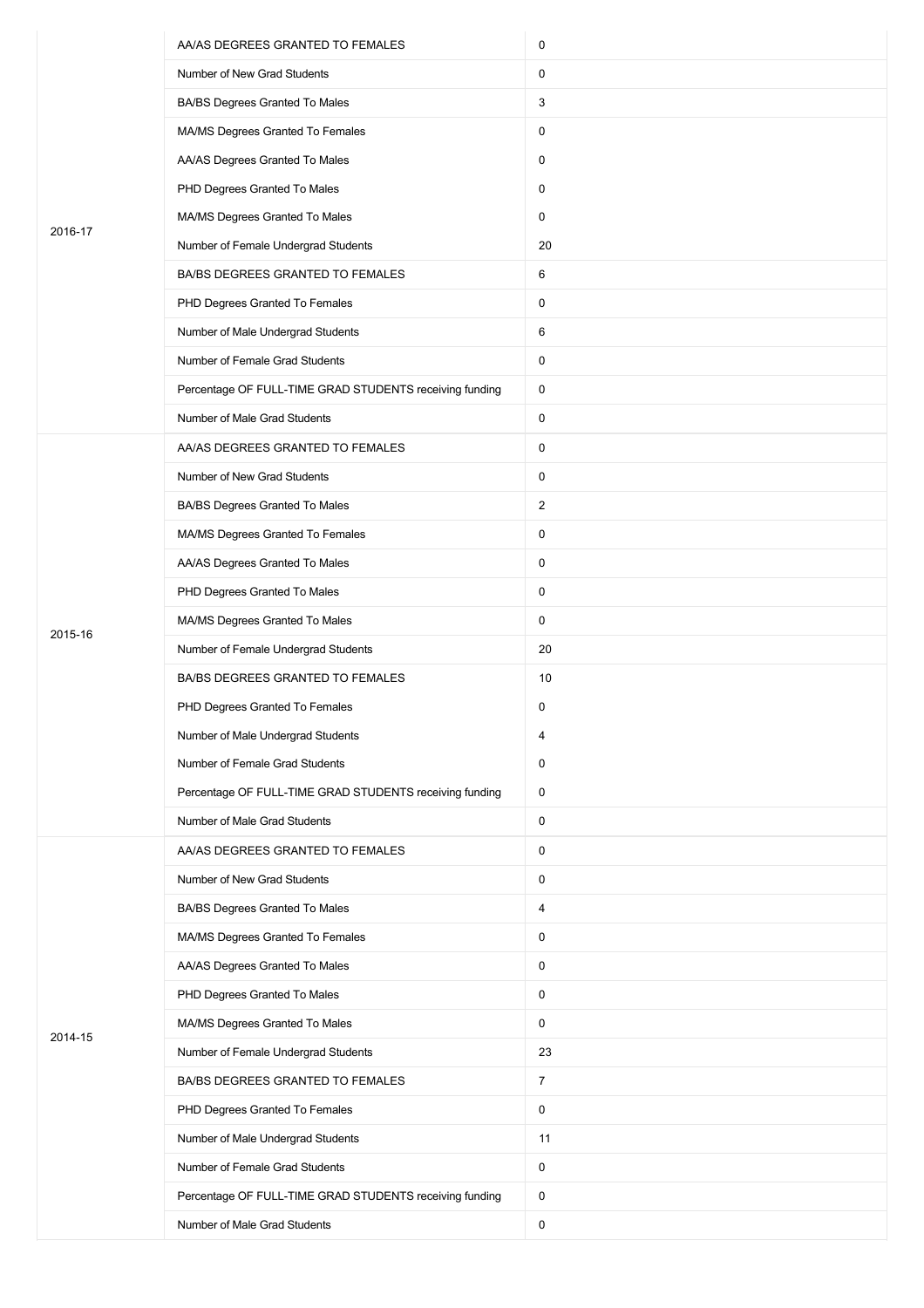| | | |
|---|---|---|
| 2016-17 | AA/AS DEGREES GRANTED TO FEMALES | 0 |
| | Number of New Grad Students | 0 |
| | BA/BS Degrees Granted To Males | 3 |
| | MA/MS Degrees Granted To Females | 0 |
| | AA/AS Degrees Granted To Males | 0 |
| | PHD Degrees Granted To Males | 0 |
| | MA/MS Degrees Granted To Males | 0 |
| | Number of Female Undergrad Students | 20 |
| | BA/BS DEGREES GRANTED TO FEMALES | 6 |
| | PHD Degrees Granted To Females | 0 |
| | Number of Male Undergrad Students | 6 |
| | Number of Female Grad Students | 0 |
| | Percentage OF FULL-TIME GRAD STUDENTS receiving funding | 0 |
| | Number of Male Grad Students | 0 |
| 2015-16 | AA/AS DEGREES GRANTED TO FEMALES | 0 |
| | Number of New Grad Students | 0 |
| | BA/BS Degrees Granted To Males | 2 |
| | MA/MS Degrees Granted To Females | 0 |
| | AA/AS Degrees Granted To Males | 0 |
| | PHD Degrees Granted To Males | 0 |
| | MA/MS Degrees Granted To Males | 0 |
| | Number of Female Undergrad Students | 20 |
| | BA/BS DEGREES GRANTED TO FEMALES | 10 |
| | PHD Degrees Granted To Females | 0 |
| | Number of Male Undergrad Students | 4 |
| | Number of Female Grad Students | 0 |
| | Percentage OF FULL-TIME GRAD STUDENTS receiving funding | 0 |
| | Number of Male Grad Students | 0 |
| 2014-15 | AA/AS DEGREES GRANTED TO FEMALES | 0 |
| | Number of New Grad Students | 0 |
| | BA/BS Degrees Granted To Males | 4 |
| | MA/MS Degrees Granted To Females | 0 |
| | AA/AS Degrees Granted To Males | 0 |
| | PHD Degrees Granted To Males | 0 |
| | MA/MS Degrees Granted To Males | 0 |
| | Number of Female Undergrad Students | 23 |
| | BA/BS DEGREES GRANTED TO FEMALES | 7 |
| | PHD Degrees Granted To Females | 0 |
| | Number of Male Undergrad Students | 11 |
| | Number of Female Grad Students | 0 |
| | Percentage OF FULL-TIME GRAD STUDENTS receiving funding | 0 |
| | Number of Male Grad Students | 0 |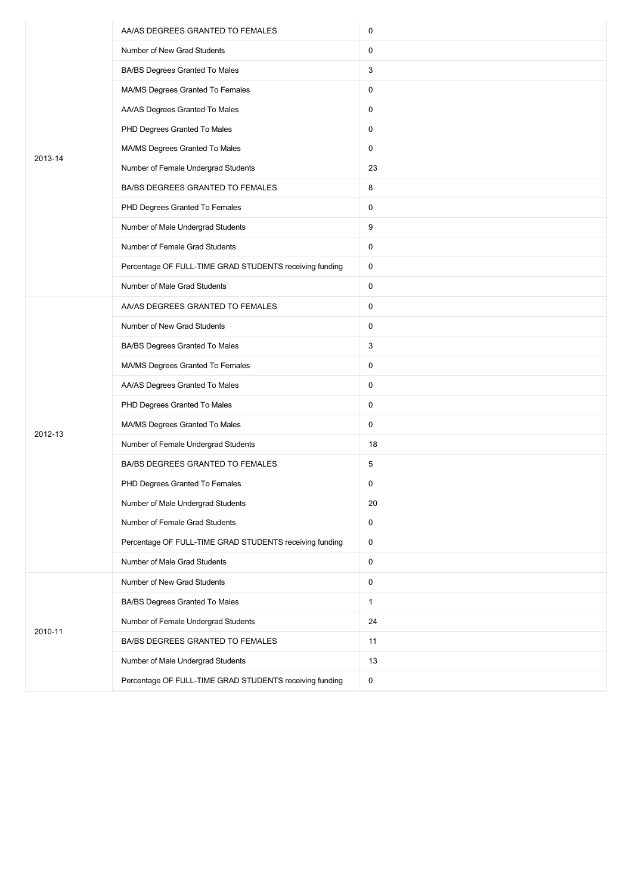| | | |
|---|---|---|
| 2013-14 | AA/AS DEGREES GRANTED TO FEMALES | 0 |
| | Number of New Grad Students | 0 |
| | BA/BS Degrees Granted To Males | 3 |
| | MA/MS Degrees Granted To Females | 0 |
| | AA/AS Degrees Granted To Males | 0 |
| | PHD Degrees Granted To Males | 0 |
| | MA/MS Degrees Granted To Males | 0 |
| | Number of Female Undergrad Students | 23 |
| | BA/BS DEGREES GRANTED TO FEMALES | 8 |
| | PHD Degrees Granted To Females | 0 |
| | Number of Male Undergrad Students | 9 |
| | Number of Female Grad Students | 0 |
| | Percentage OF FULL-TIME GRAD STUDENTS receiving funding | 0 |
| | Number of Male Grad Students | 0 |
| 2012-13 | AA/AS DEGREES GRANTED TO FEMALES | 0 |
| | Number of New Grad Students | 0 |
| | BA/BS Degrees Granted To Males | 3 |
| | MA/MS Degrees Granted To Females | 0 |
| | AA/AS Degrees Granted To Males | 0 |
| | PHD Degrees Granted To Males | 0 |
| | MA/MS Degrees Granted To Males | 0 |
| | Number of Female Undergrad Students | 18 |
| | BA/BS DEGREES GRANTED TO FEMALES | 5 |
| | PHD Degrees Granted To Females | 0 |
| | Number of Male Undergrad Students | 20 |
| | Number of Female Grad Students | 0 |
| | Percentage OF FULL-TIME GRAD STUDENTS receiving funding | 0 |
| | Number of Male Grad Students | 0 |
| 2010-11 | Number of New Grad Students | 0 |
| | BA/BS Degrees Granted To Males | 1 |
| | Number of Female Undergrad Students | 24 |
| | BA/BS DEGREES GRANTED TO FEMALES | 11 |
| | Number of Male Undergrad Students | 13 |
| | Percentage OF FULL-TIME GRAD STUDENTS receiving funding | 0 |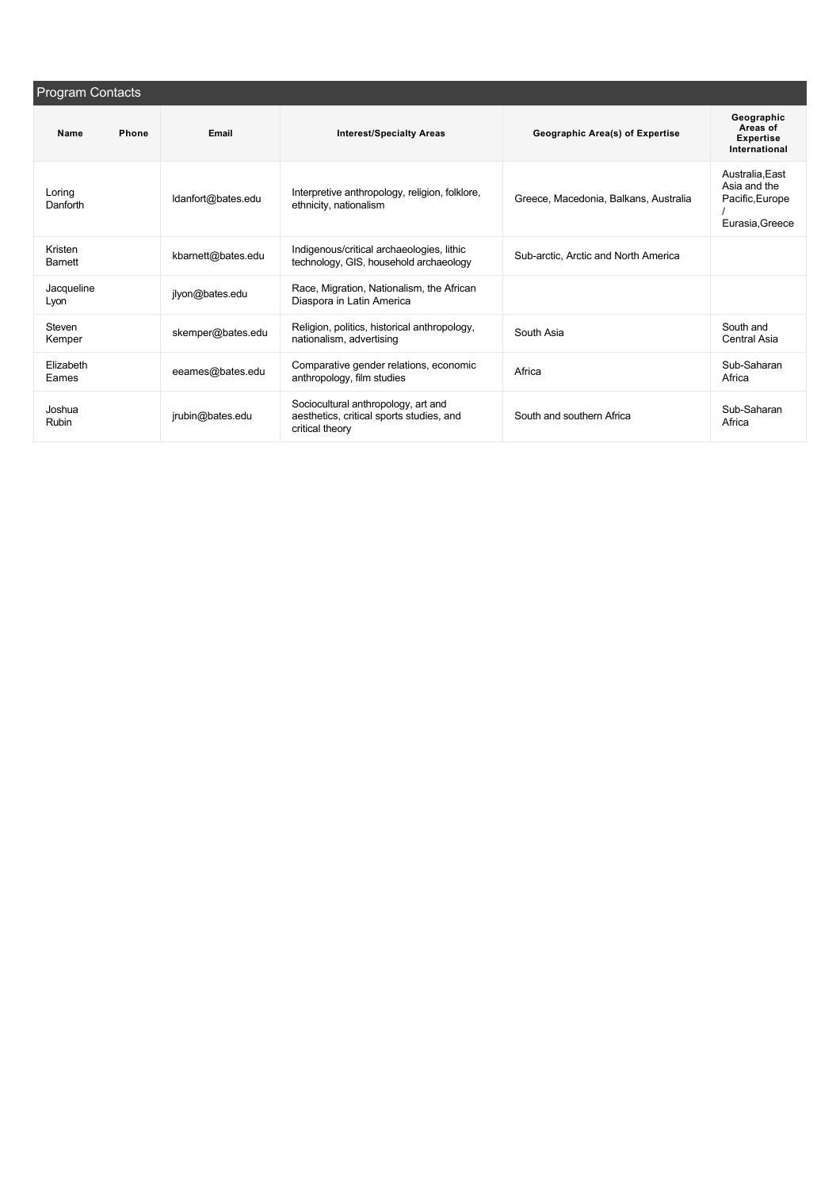## Program Contacts

| Name | Phone | Email | Interest/Specialty Areas | Geographic Area(s) of Expertise | Geographic Areas of Expertise International |
|---|---|---|---|---|---|
| Loring Danforth | | ldanfort@bates.edu | Interpretive anthropology, religion, folklore, ethnicity, nationalism | Greece, Macedonia, Balkans, Australia | Australia,East Asia and the Pacific,Europe / Eurasia,Greece |
| Kristen Barnett | | kbarnett@bates.edu | Indigenous/critical archaeologies, lithic technology, GIS, household archaeology | Sub-arctic, Arctic and North America | |
| Jacqueline Lyon | | jlyon@bates.edu | Race, Migration, Nationalism, the African Diaspora in Latin America | | |
| Steven Kemper | | skemper@bates.edu | Religion, politics, historical anthropology, nationalism, advertising | South Asia | South and Central Asia |
| Elizabeth Eames | | eeames@bates.edu | Comparative gender relations, economic anthropology, film studies | Africa | Sub-Saharan Africa |
| Joshua Rubin | | jrubin@bates.edu | Sociocultural anthropology, art and aesthetics, critical sports studies, and critical theory | South and southern Africa | Sub-Saharan Africa |